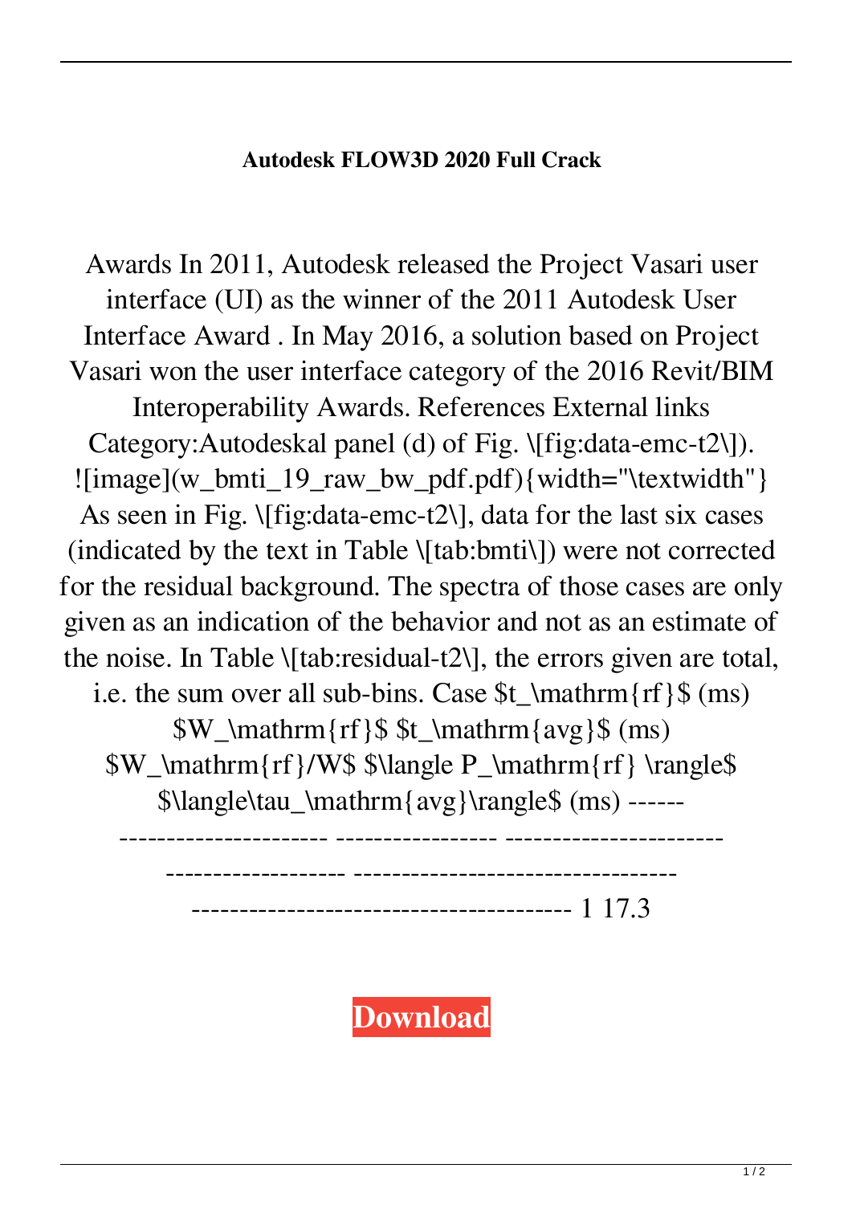**Autodesk FLOW3D 2020 Full Crack**

Awards In 2011, Autodesk released the Project Vasari user interface (UI) as the winner of the 2011 Autodesk User Interface Award . In May 2016, a solution based on Project Vasari won the user interface category of the 2016 Revit/BIM Interoperability Awards. References External links Category:Autodeskal panel (d) of Fig. \[fig:data-emc-t2\]). ![image](w_bmti_19_raw_bw_pdf.pdf){width="\textwidth"} As seen in Fig. \[fig:data-emc-t2\], data for the last six cases (indicated by the text in Table \[tab:bmti\]) were not corrected for the residual background. The spectra of those cases are only given as an indication of the behavior and not as an estimate of the noise. In Table \[tab:residual-t2\], the errors given are total, i.e. the sum over all sub-bins. Case $t_\mathrm{rf}$ (ms) $W_\mathrm{rf}$ $t_\mathrm{avg}$ (ms) $W_\mathrm{rf}/W$ $\langle P_\mathrm{rf} \rangle$ $\langle\tau_\mathrm{avg}\rangle$ (ms) ------ ---------------------- ----------------- ----------------------- ------------------- --------------------------------- --------------------------------------- 1 17.3

**Download**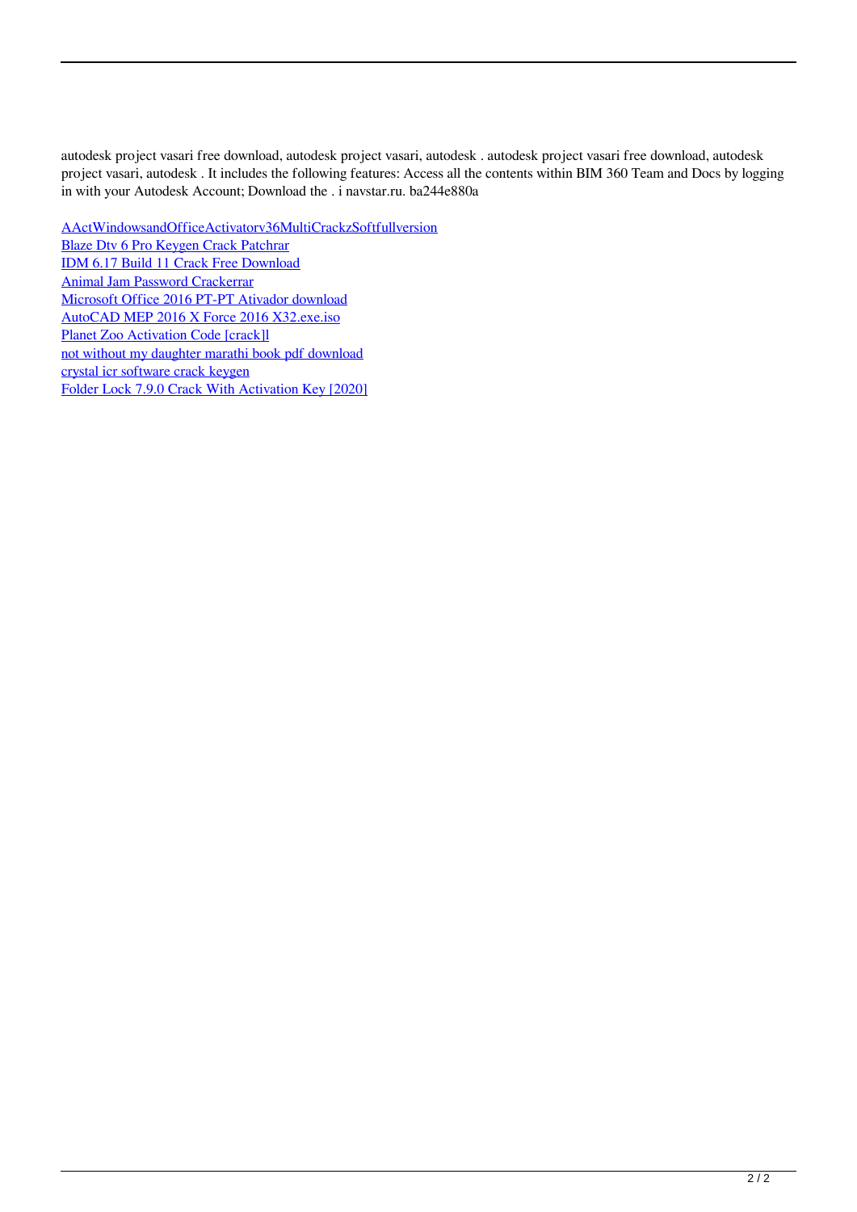autodesk project vasari free download, autodesk project vasari, autodesk . autodesk project vasari free download, autodesk project vasari, autodesk . It includes the following features: Access all the contents within BIM 360 Team and Docs by logging in with your Autodesk Account; Download the . i navstar.ru. ba244e880a

AActWindowsandOfficeActivatorv36MultiCrackzSoftfullversion
Blaze Dtv 6 Pro Keygen Crack Patchrar
IDM 6.17 Build 11 Crack Free Download
Animal Jam Password Crackerrar
Microsoft Office 2016 PT-PT Ativador download
AutoCAD MEP 2016 X Force 2016 X32.exe.iso
Planet Zoo Activation Code [crack]l
not without my daughter marathi book pdf download
crystal icr software crack keygen
Folder Lock 7.9.0 Crack With Activation Key [2020]